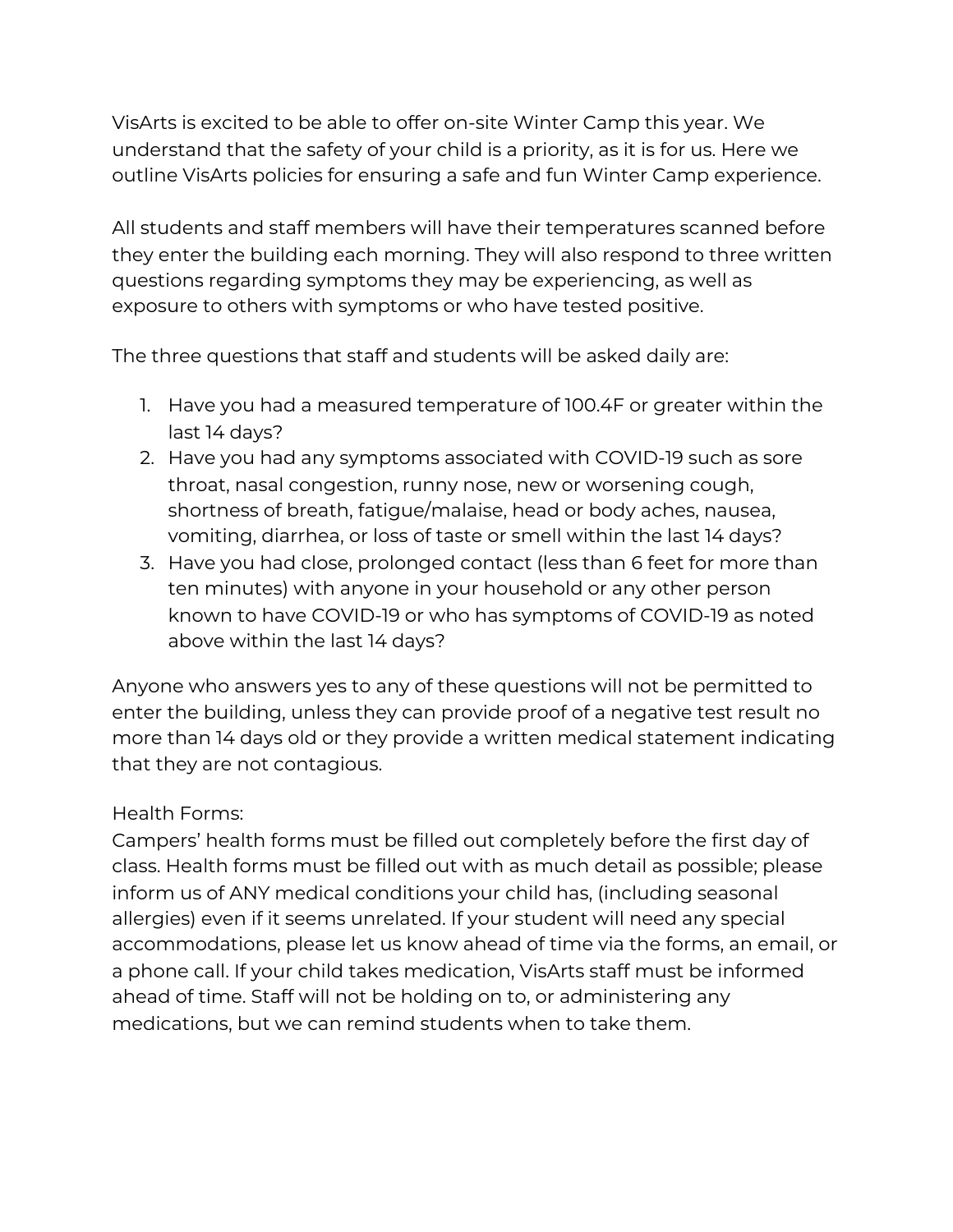VisArts is excited to be able to offer on-site Winter Camp this year. We understand that the safety of your child is a priority, as it is for us. Here we outline VisArts policies for ensuring a safe and fun Winter Camp experience.

All students and staff members will have their temperatures scanned before they enter the building each morning. They will also respond to three written questions regarding symptoms they may be experiencing, as well as exposure to others with symptoms or who have tested positive.

The three questions that staff and students will be asked daily are:

1. Have you had a measured temperature of 100.4F or greater within the last 14 days?
2. Have you had any symptoms associated with COVID-19 such as sore throat, nasal congestion, runny nose, new or worsening cough, shortness of breath, fatigue/malaise, head or body aches, nausea, vomiting, diarrhea, or loss of taste or smell within the last 14 days?
3. Have you had close, prolonged contact (less than 6 feet for more than ten minutes) with anyone in your household or any other person known to have COVID-19 or who has symptoms of COVID-19 as noted above within the last 14 days?

Anyone who answers yes to any of these questions will not be permitted to enter the building, unless they can provide proof of a negative test result no more than 14 days old or they provide a written medical statement indicating that they are not contagious.

Health Forms:
Campers' health forms must be filled out completely before the first day of class. Health forms must be filled out with as much detail as possible; please inform us of ANY medical conditions your child has, (including seasonal allergies) even if it seems unrelated. If your student will need any special accommodations, please let us know ahead of time via the forms, an email, or a phone call. If your child takes medication, VisArts staff must be informed ahead of time. Staff will not be holding on to, or administering any medications, but we can remind students when to take them.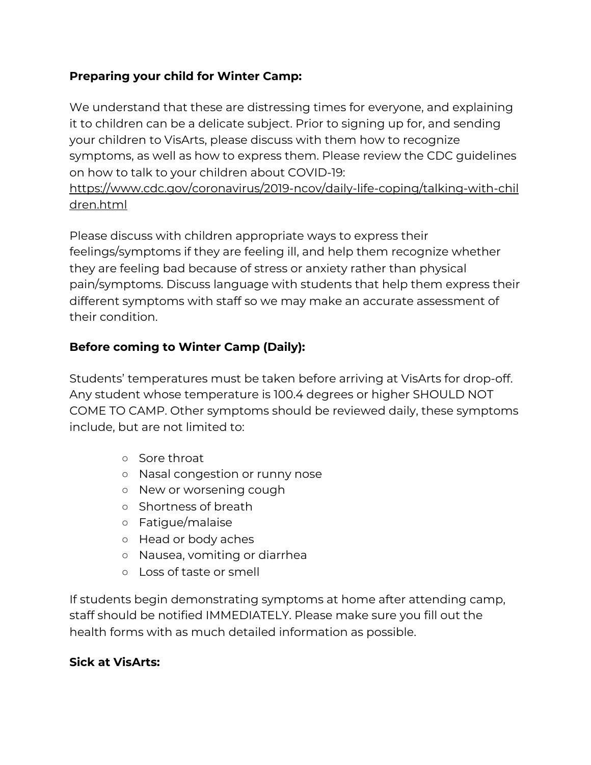**Preparing your child for Winter Camp:**

We understand that these are distressing times for everyone, and explaining it to children can be a delicate subject. Prior to signing up for, and sending your children to VisArts, please discuss with them how to recognize symptoms, as well as how to express them. Please review the CDC guidelines on how to talk to your children about COVID-19: https://www.cdc.gov/coronavirus/2019-ncov/daily-life-coping/talking-with-children.html

Please discuss with children appropriate ways to express their feelings/symptoms if they are feeling ill, and help them recognize whether they are feeling bad because of stress or anxiety rather than physical pain/symptoms. Discuss language with students that help them express their different symptoms with staff so we may make an accurate assessment of their condition.

**Before coming to Winter Camp (Daily):**

Students' temperatures must be taken before arriving at VisArts for drop-off. Any student whose temperature is 100.4 degrees or higher SHOULD NOT COME TO CAMP. Other symptoms should be reviewed daily, these symptoms include, but are not limited to:

- Sore throat
- Nasal congestion or runny nose
- New or worsening cough
- Shortness of breath
- Fatigue/malaise
- Head or body aches
- Nausea, vomiting or diarrhea
- Loss of taste or smell

If students begin demonstrating symptoms at home after attending camp, staff should be notified IMMEDIATELY. Please make sure you fill out the health forms with as much detailed information as possible.

**Sick at VisArts:**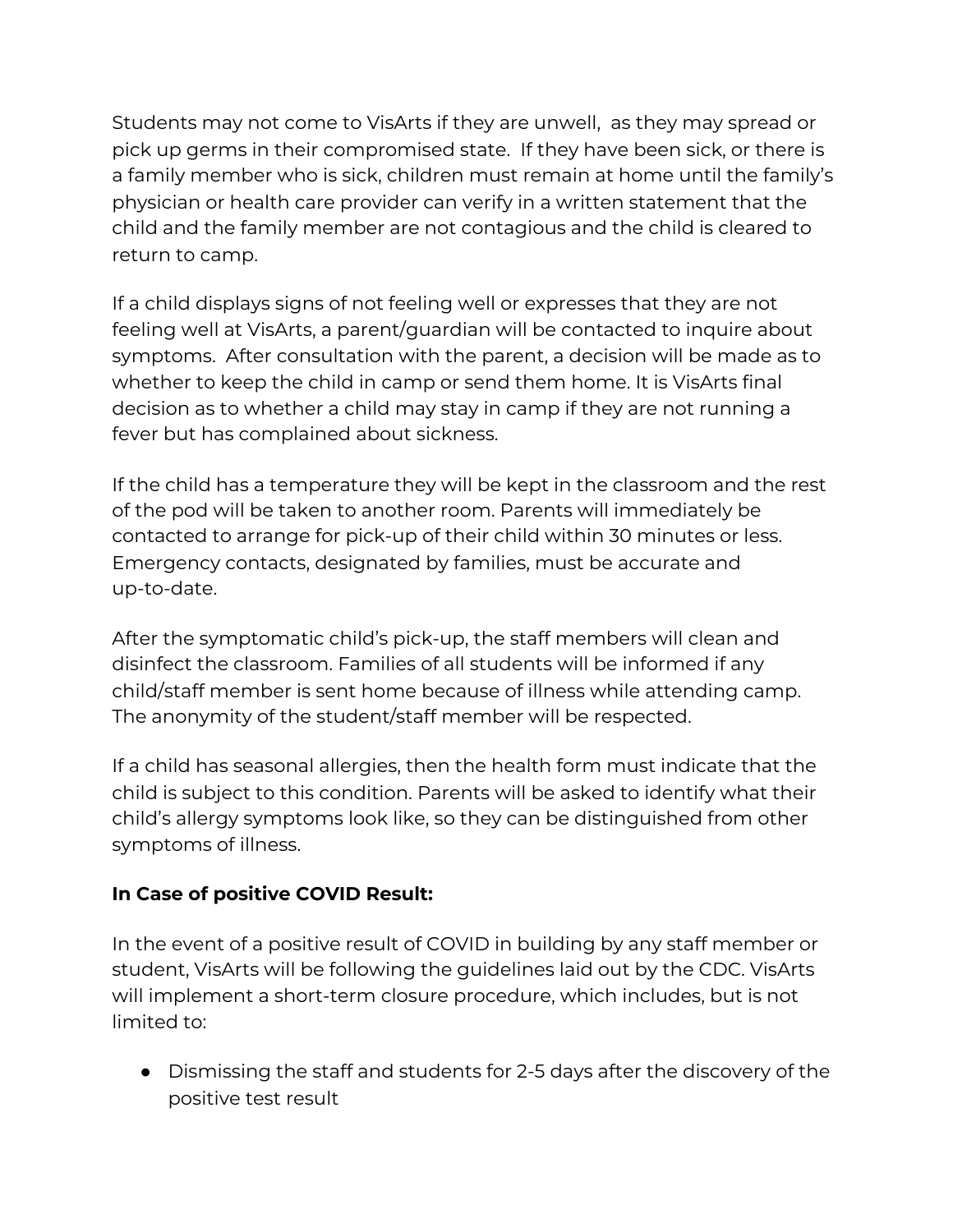Students may not come to VisArts if they are unwell, as they may spread or pick up germs in their compromised state. If they have been sick, or there is a family member who is sick, children must remain at home until the family's physician or health care provider can verify in a written statement that the child and the family member are not contagious and the child is cleared to return to camp.

If a child displays signs of not feeling well or expresses that they are not feeling well at VisArts, a parent/guardian will be contacted to inquire about symptoms. After consultation with the parent, a decision will be made as to whether to keep the child in camp or send them home. It is VisArts final decision as to whether a child may stay in camp if they are not running a fever but has complained about sickness.

If the child has a temperature they will be kept in the classroom and the rest of the pod will be taken to another room. Parents will immediately be contacted to arrange for pick-up of their child within 30 minutes or less. Emergency contacts, designated by families, must be accurate and up-to-date.

After the symptomatic child's pick-up, the staff members will clean and disinfect the classroom. Families of all students will be informed if any child/staff member is sent home because of illness while attending camp. The anonymity of the student/staff member will be respected.

If a child has seasonal allergies, then the health form must indicate that the child is subject to this condition. Parents will be asked to identify what their child's allergy symptoms look like, so they can be distinguished from other symptoms of illness.

**In Case of positive COVID Result:**

In the event of a positive result of COVID in building by any staff member or student, VisArts will be following the guidelines laid out by the CDC. VisArts will implement a short-term closure procedure, which includes, but is not limited to:

- Dismissing the staff and students for 2-5 days after the discovery of the positive test result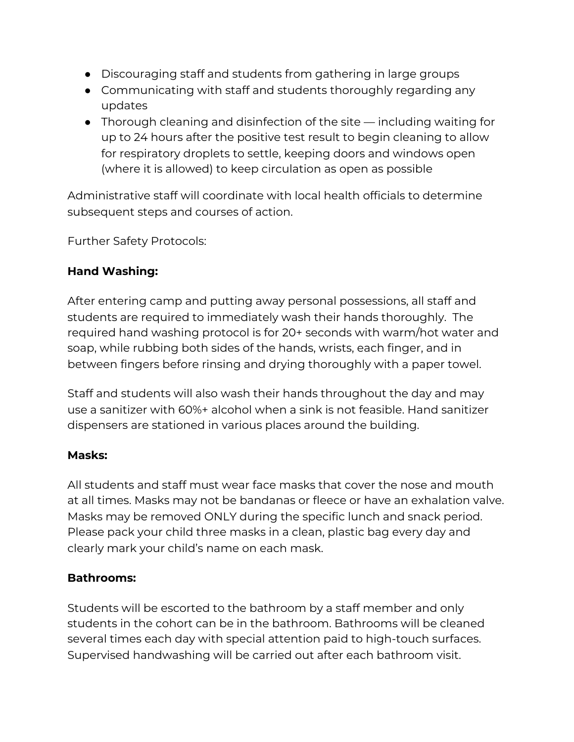- Discouraging staff and students from gathering in large groups
- Communicating with staff and students thoroughly regarding any updates
- Thorough cleaning and disinfection of the site — including waiting for up to 24 hours after the positive test result to begin cleaning to allow for respiratory droplets to settle, keeping doors and windows open (where it is allowed) to keep circulation as open as possible

Administrative staff will coordinate with local health officials to determine subsequent steps and courses of action.

Further Safety Protocols:

**Hand Washing:**

After entering camp and putting away personal possessions, all staff and students are required to immediately wash their hands thoroughly. The required hand washing protocol is for 20+ seconds with warm/hot water and soap, while rubbing both sides of the hands, wrists, each finger, and in between fingers before rinsing and drying thoroughly with a paper towel.

Staff and students will also wash their hands throughout the day and may use a sanitizer with 60%+ alcohol when a sink is not feasible. Hand sanitizer dispensers are stationed in various places around the building.

**Masks:**

All students and staff must wear face masks that cover the nose and mouth at all times. Masks may not be bandanas or fleece or have an exhalation valve. Masks may be removed ONLY during the specific lunch and snack period. Please pack your child three masks in a clean, plastic bag every day and clearly mark your child's name on each mask.

**Bathrooms:**

Students will be escorted to the bathroom by a staff member and only students in the cohort can be in the bathroom. Bathrooms will be cleaned several times each day with special attention paid to high-touch surfaces. Supervised handwashing will be carried out after each bathroom visit.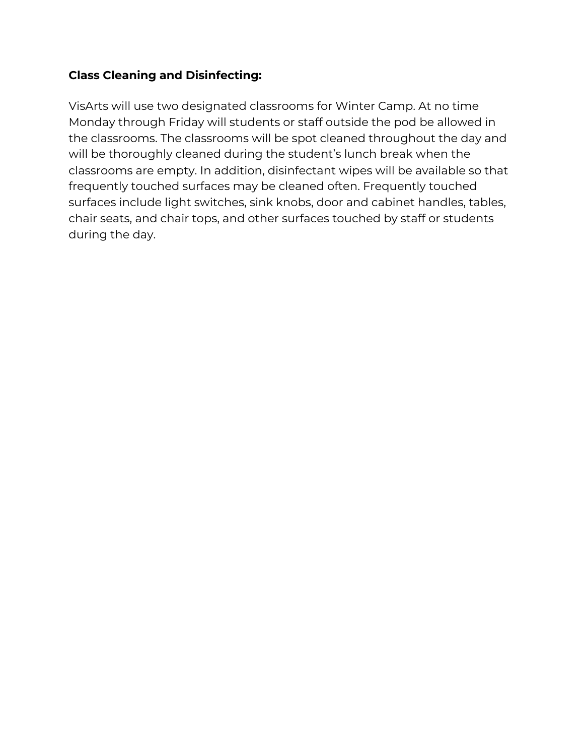**Class Cleaning and Disinfecting:**

VisArts will use two designated classrooms for Winter Camp. At no time Monday through Friday will students or staff outside the pod be allowed in the classrooms. The classrooms will be spot cleaned throughout the day and will be thoroughly cleaned during the student's lunch break when the classrooms are empty. In addition, disinfectant wipes will be available so that frequently touched surfaces may be cleaned often. Frequently touched surfaces include light switches, sink knobs, door and cabinet handles, tables, chair seats, and chair tops, and other surfaces touched by staff or students during the day.